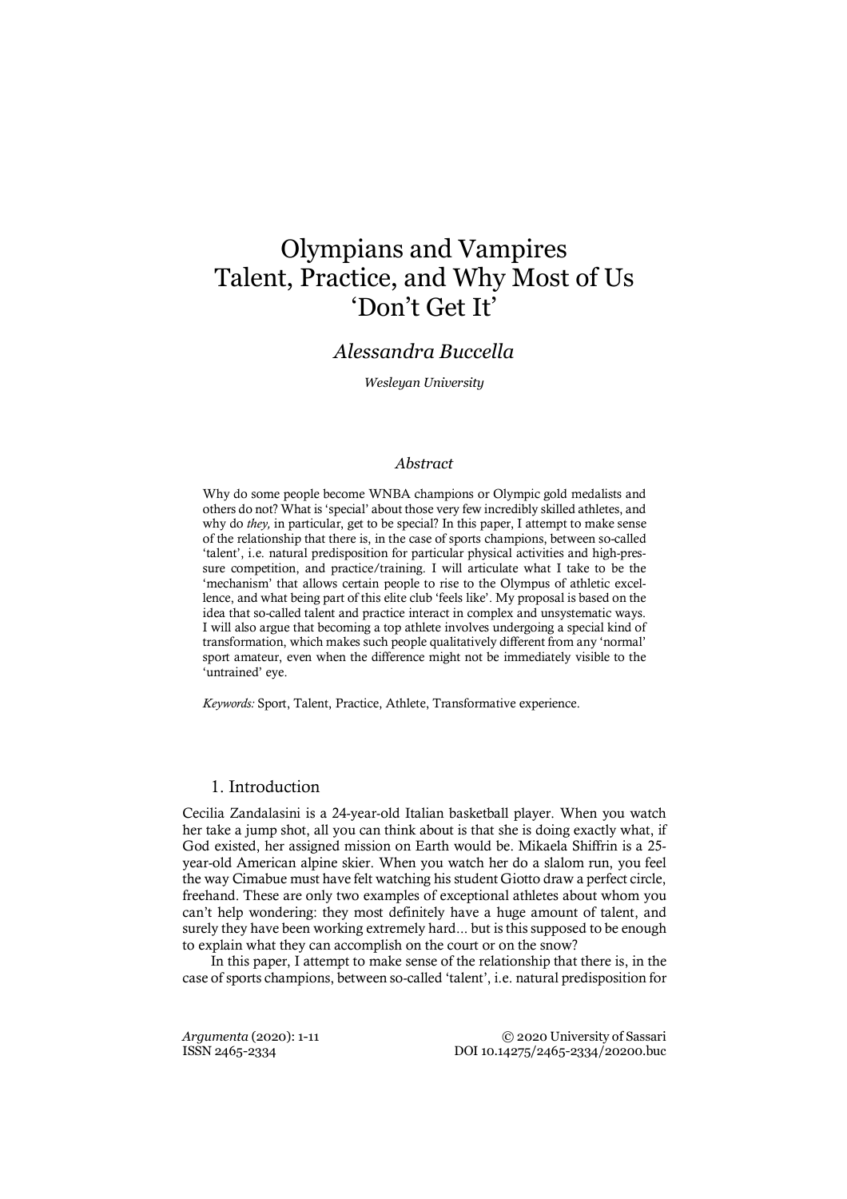# Olympians and Vampires
# Talent, Practice, and Why Most of Us 'Don't Get It'

*Alessandra Buccella*

*Wesleyan University*

### *Abstract*

Why do some people become WNBA champions or Olympic gold medalists and others do not? What is 'special' about those very few incredibly skilled athletes, and why do *they,* in particular, get to be special? In this paper, I attempt to make sense of the relationship that there is, in the case of sports champions, between so-called 'talent', i.e. natural predisposition for particular physical activities and high-pressure competition, and practice/training. I will articulate what I take to be the 'mechanism' that allows certain people to rise to the Olympus of athletic excellence, and what being part of this elite club 'feels like'. My proposal is based on the idea that so-called talent and practice interact in complex and unsystematic ways. I will also argue that becoming a top athlete involves undergoing a special kind of transformation, which makes such people qualitatively different from any 'normal' sport amateur, even when the difference might not be immediately visible to the 'untrained' eye.

*Keywords:* Sport, Talent, Practice, Athlete, Transformative experience.

## 1. Introduction

Cecilia Zandalasini is a 24-year-old Italian basketball player. When you watch her take a jump shot, all you can think about is that she is doing exactly what, if God existed, her assigned mission on Earth would be. Mikaela Shiffrin is a 25-year-old American alpine skier. When you watch her do a slalom run, you feel the way Cimabue must have felt watching his student Giotto draw a perfect circle, freehand. These are only two examples of exceptional athletes about whom you can't help wondering: they most definitely have a huge amount of talent, and surely they have been working extremely hard... but is this supposed to be enough to explain what they can accomplish on the court or on the snow?

In this paper, I attempt to make sense of the relationship that there is, in the case of sports champions, between so-called 'talent', i.e. natural predisposition for

*Argumenta* (2020): 1-11 © 2020 University of Sassari
ISSN 2465-2334 DOI 10.14275/2465-2334/20200.buc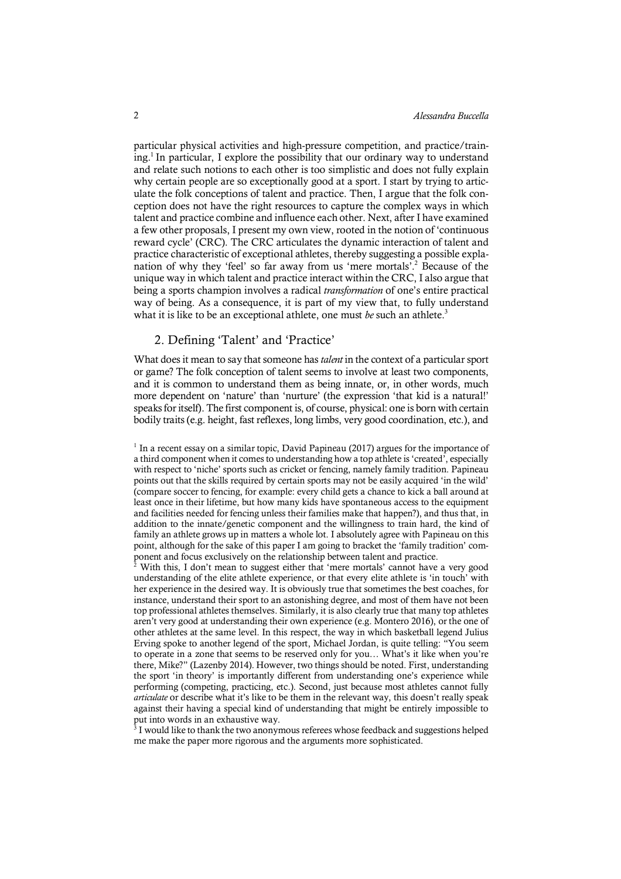particular physical activities and high-pressure competition, and practice/training.[1] In particular, I explore the possibility that our ordinary way to understand and relate such notions to each other is too simplistic and does not fully explain why certain people are so exceptionally good at a sport. I start by trying to articulate the folk conceptions of talent and practice. Then, I argue that the folk conception does not have the right resources to capture the complex ways in which talent and practice combine and influence each other. Next, after I have examined a few other proposals, I present my own view, rooted in the notion of 'continuous reward cycle' (CRC). The CRC articulates the dynamic interaction of talent and practice characteristic of exceptional athletes, thereby suggesting a possible explanation of why they 'feel' so far away from us 'mere mortals'.[2] Because of the unique way in which talent and practice interact within the CRC, I also argue that being a sports champion involves a radical *transformation* of one's entire practical way of being. As a consequence, it is part of my view that, to fully understand what it is like to be an exceptional athlete, one must *be* such an athlete.[3]

## 2. Defining 'Talent' and 'Practice'

What does it mean to say that someone has *talent* in the context of a particular sport or game? The folk conception of talent seems to involve at least two components, and it is common to understand them as being innate, or, in other words, much more dependent on 'nature' than 'nurture' (the expression 'that kid is a natural!' speaks for itself). The first component is, of course, physical: one is born with certain bodily traits (e.g. height, fast reflexes, long limbs, very good coordination, etc.), and

[1] In a recent essay on a similar topic, David Papineau (2017) argues for the importance of a third component when it comes to understanding how a top athlete is 'created', especially with respect to 'niche' sports such as cricket or fencing, namely family tradition. Papineau points out that the skills required by certain sports may not be easily acquired 'in the wild' (compare soccer to fencing, for example: every child gets a chance to kick a ball around at least once in their lifetime, but how many kids have spontaneous access to the equipment and facilities needed for fencing unless their families make that happen?), and thus that, in addition to the innate/genetic component and the willingness to train hard, the kind of family an athlete grows up in matters a whole lot. I absolutely agree with Papineau on this point, although for the sake of this paper I am going to bracket the 'family tradition' component and focus exclusively on the relationship between talent and practice.

[2] With this, I don't mean to suggest either that 'mere mortals' cannot have a very good understanding of the elite athlete experience, or that every elite athlete is 'in touch' with her experience in the desired way. It is obviously true that sometimes the best coaches, for instance, understand their sport to an astonishing degree, and most of them have not been top professional athletes themselves. Similarly, it is also clearly true that many top athletes aren't very good at understanding their own experience (e.g. Montero 2016), or the one of other athletes at the same level. In this respect, the way in which basketball legend Julius Erving spoke to another legend of the sport, Michael Jordan, is quite telling: "You seem to operate in a zone that seems to be reserved only for you… What's it like when you're there, Mike?" (Lazenby 2014). However, two things should be noted. First, understanding the sport 'in theory' is importantly different from understanding one's experience while performing (competing, practicing, etc.). Second, just because most athletes cannot fully *articulate* or describe what it's like to be them in the relevant way, this doesn't really speak against their having a special kind of understanding that might be entirely impossible to put into words in an exhaustive way.

[3] I would like to thank the two anonymous referees whose feedback and suggestions helped me make the paper more rigorous and the arguments more sophisticated.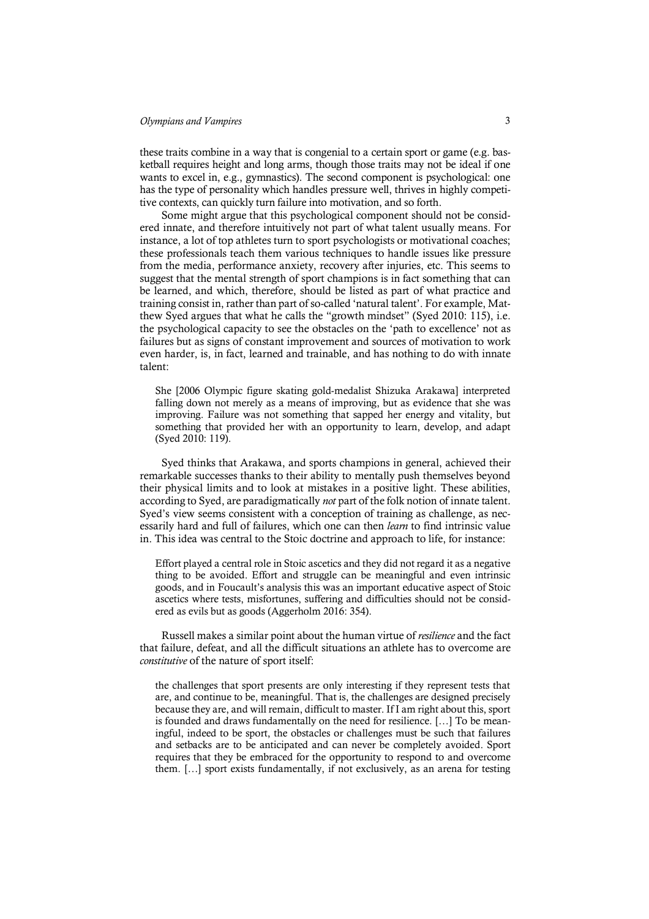these traits combine in a way that is congenial to a certain sport or game (e.g. basketball requires height and long arms, though those traits may not be ideal if one wants to excel in, e.g., gymnastics). The second component is psychological: one has the type of personality which handles pressure well, thrives in highly competitive contexts, can quickly turn failure into motivation, and so forth.

Some might argue that this psychological component should not be considered innate, and therefore intuitively not part of what talent usually means. For instance, a lot of top athletes turn to sport psychologists or motivational coaches; these professionals teach them various techniques to handle issues like pressure from the media, performance anxiety, recovery after injuries, etc. This seems to suggest that the mental strength of sport champions is in fact something that can be learned, and which, therefore, should be listed as part of what practice and training consist in, rather than part of so-called 'natural talent'. For example, Matthew Syed argues that what he calls the "growth mindset" (Syed 2010: 115), i.e. the psychological capacity to see the obstacles on the 'path to excellence' not as failures but as signs of constant improvement and sources of motivation to work even harder, is, in fact, learned and trainable, and has nothing to do with innate talent:

> She [2006 Olympic figure skating gold-medalist Shizuka Arakawa] interpreted falling down not merely as a means of improving, but as evidence that she was improving. Failure was not something that sapped her energy and vitality, but something that provided her with an opportunity to learn, develop, and adapt (Syed 2010: 119).

Syed thinks that Arakawa, and sports champions in general, achieved their remarkable successes thanks to their ability to mentally push themselves beyond their physical limits and to look at mistakes in a positive light. These abilities, according to Syed, are paradigmatically *not* part of the folk notion of innate talent. Syed's view seems consistent with a conception of training as challenge, as necessarily hard and full of failures, which one can then *learn* to find intrinsic value in. This idea was central to the Stoic doctrine and approach to life, for instance:

> Effort played a central role in Stoic ascetics and they did not regard it as a negative thing to be avoided. Effort and struggle can be meaningful and even intrinsic goods, and in Foucault's analysis this was an important educative aspect of Stoic ascetics where tests, misfortunes, suffering and difficulties should not be considered as evils but as goods (Aggerholm 2016: 354).

Russell makes a similar point about the human virtue of *resilience* and the fact that failure, defeat, and all the difficult situations an athlete has to overcome are *constitutive* of the nature of sport itself:

> the challenges that sport presents are only interesting if they represent tests that are, and continue to be, meaningful. That is, the challenges are designed precisely because they are, and will remain, difficult to master. If I am right about this, sport is founded and draws fundamentally on the need for resilience. […] To be meaningful, indeed to be sport, the obstacles or challenges must be such that failures and setbacks are to be anticipated and can never be completely avoided. Sport requires that they be embraced for the opportunity to respond to and overcome them. […] sport exists fundamentally, if not exclusively, as an arena for testing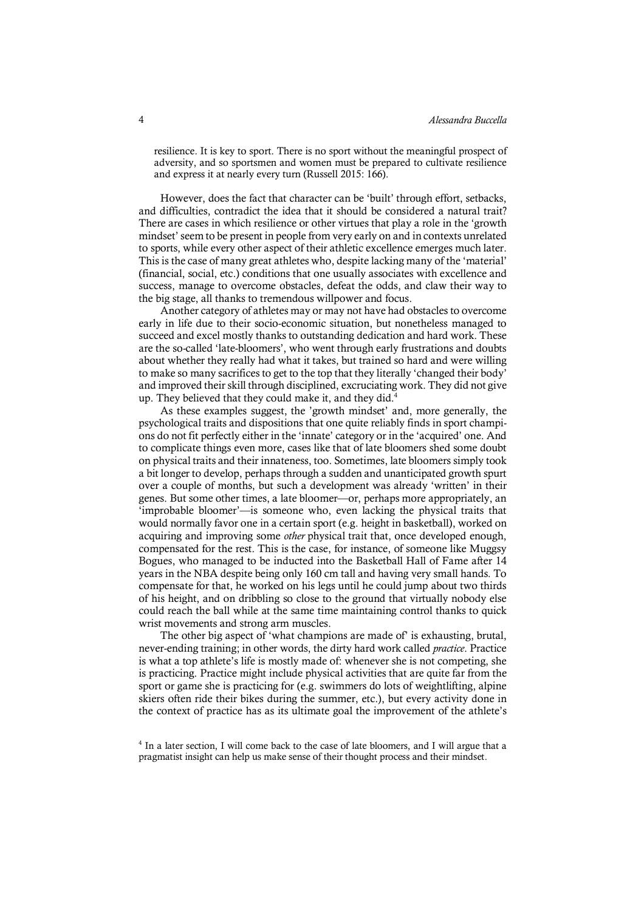> resilience. It is key to sport. There is no sport without the meaningful prospect of adversity, and so sportsmen and women must be prepared to cultivate resilience and express it at nearly every turn (Russell 2015: 166).

However, does the fact that character can be 'built' through effort, setbacks, and difficulties, contradict the idea that it should be considered a natural trait? There are cases in which resilience or other virtues that play a role in the 'growth mindset' seem to be present in people from very early on and in contexts unrelated to sports, while every other aspect of their athletic excellence emerges much later. This is the case of many great athletes who, despite lacking many of the 'material' (financial, social, etc.) conditions that one usually associates with excellence and success, manage to overcome obstacles, defeat the odds, and claw their way to the big stage, all thanks to tremendous willpower and focus.

Another category of athletes may or may not have had obstacles to overcome early in life due to their socio-economic situation, but nonetheless managed to succeed and excel mostly thanks to outstanding dedication and hard work. These are the so-called 'late-bloomers', who went through early frustrations and doubts about whether they really had what it takes, but trained so hard and were willing to make so many sacrifices to get to the top that they literally 'changed their body' and improved their skill through disciplined, excruciating work. They did not give up. They believed that they could make it, and they did.[4]

As these examples suggest, the 'growth mindset' and, more generally, the psychological traits and dispositions that one quite reliably finds in sport champions do not fit perfectly either in the 'innate' category or in the 'acquired' one. And to complicate things even more, cases like that of late bloomers shed some doubt on physical traits and their innateness, too. Sometimes, late bloomers simply took a bit longer to develop, perhaps through a sudden and unanticipated growth spurt over a couple of months, but such a development was already 'written' in their genes. But some other times, a late bloomer—or, perhaps more appropriately, an 'improbable bloomer'—is someone who, even lacking the physical traits that would normally favor one in a certain sport (e.g. height in basketball), worked on acquiring and improving some *other* physical trait that, once developed enough, compensated for the rest. This is the case, for instance, of someone like Muggsy Bogues, who managed to be inducted into the Basketball Hall of Fame after 14 years in the NBA despite being only 160 cm tall and having very small hands. To compensate for that, he worked on his legs until he could jump about two thirds of his height, and on dribbling so close to the ground that virtually nobody else could reach the ball while at the same time maintaining control thanks to quick wrist movements and strong arm muscles.

The other big aspect of 'what champions are made of' is exhausting, brutal, never-ending training; in other words, the dirty hard work called *practice*. Practice is what a top athlete's life is mostly made of: whenever she is not competing, she is practicing. Practice might include physical activities that are quite far from the sport or game she is practicing for (e.g. swimmers do lots of weightlifting, alpine skiers often ride their bikes during the summer, etc.), but every activity done in the context of practice has as its ultimate goal the improvement of the athlete's

[4] In a later section, I will come back to the case of late bloomers, and I will argue that a pragmatist insight can help us make sense of their thought process and their mindset.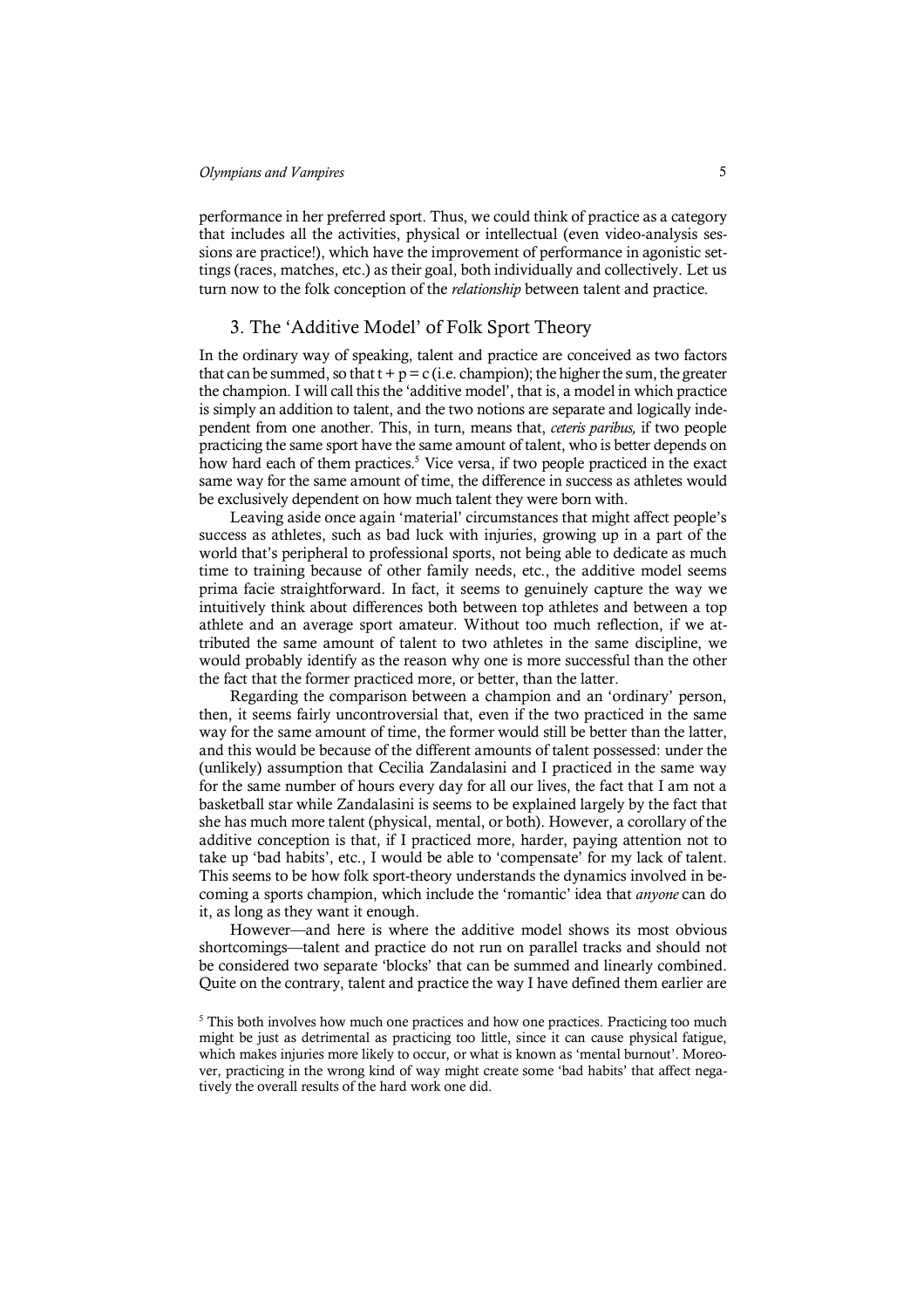performance in her preferred sport. Thus, we could think of practice as a category that includes all the activities, physical or intellectual (even video-analysis sessions are practice!), which have the improvement of performance in agonistic settings (races, matches, etc.) as their goal, both individually and collectively. Let us turn now to the folk conception of the *relationship* between talent and practice.

## 3. The 'Additive Model' of Folk Sport Theory

In the ordinary way of speaking, talent and practice are conceived as two factors that can be summed, so that $t + p = c$ (i.e. champion); the higher the sum, the greater the champion. I will call this the 'additive model', that is, a model in which practice is simply an addition to talent, and the two notions are separate and logically independent from one another. This, in turn, means that, *ceteris paribus,* if two people practicing the same sport have the same amount of talent, who is better depends on how hard each of them practices.[5] Vice versa, if two people practiced in the exact same way for the same amount of time, the difference in success as athletes would be exclusively dependent on how much talent they were born with.

Leaving aside once again 'material' circumstances that might affect people's success as athletes, such as bad luck with injuries, growing up in a part of the world that's peripheral to professional sports, not being able to dedicate as much time to training because of other family needs, etc., the additive model seems prima facie straightforward. In fact, it seems to genuinely capture the way we intuitively think about differences both between top athletes and between a top athlete and an average sport amateur. Without too much reflection, if we attributed the same amount of talent to two athletes in the same discipline, we would probably identify as the reason why one is more successful than the other the fact that the former practiced more, or better, than the latter.

Regarding the comparison between a champion and an 'ordinary' person, then, it seems fairly uncontroversial that, even if the two practiced in the same way for the same amount of time, the former would still be better than the latter, and this would be because of the different amounts of talent possessed: under the (unlikely) assumption that Cecilia Zandalasini and I practiced in the same way for the same number of hours every day for all our lives, the fact that I am not a basketball star while Zandalasini is seems to be explained largely by the fact that she has much more talent (physical, mental, or both). However, a corollary of the additive conception is that, if I practiced more, harder, paying attention not to take up 'bad habits', etc., I would be able to 'compensate' for my lack of talent. This seems to be how folk sport-theory understands the dynamics involved in becoming a sports champion, which include the 'romantic' idea that *anyone* can do it, as long as they want it enough.

However—and here is where the additive model shows its most obvious shortcomings—talent and practice do not run on parallel tracks and should not be considered two separate 'blocks' that can be summed and linearly combined. Quite on the contrary, talent and practice the way I have defined them earlier are

[5] This both involves how much one practices and how one practices. Practicing too much might be just as detrimental as practicing too little, since it can cause physical fatigue, which makes injuries more likely to occur, or what is known as 'mental burnout'. Moreover, practicing in the wrong kind of way might create some 'bad habits' that affect negatively the overall results of the hard work one did.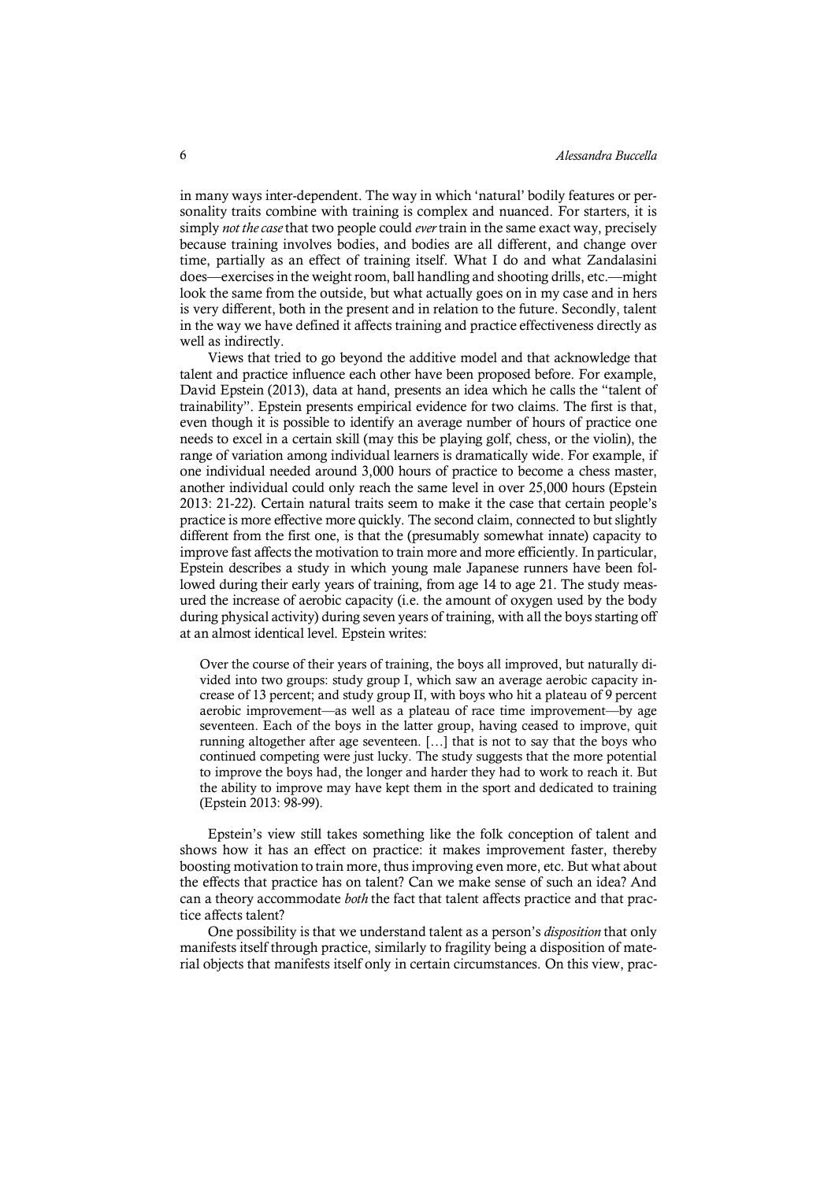in many ways inter-dependent. The way in which 'natural' bodily features or personality traits combine with training is complex and nuanced. For starters, it is simply *not the case* that two people could *ever* train in the same exact way, precisely because training involves bodies, and bodies are all different, and change over time, partially as an effect of training itself. What I do and what Zandalasini does—exercises in the weight room, ball handling and shooting drills, etc.—might look the same from the outside, but what actually goes on in my case and in hers is very different, both in the present and in relation to the future. Secondly, talent in the way we have defined it affects training and practice effectiveness directly as well as indirectly.

Views that tried to go beyond the additive model and that acknowledge that talent and practice influence each other have been proposed before. For example, David Epstein (2013), data at hand, presents an idea which he calls the "talent of trainability". Epstein presents empirical evidence for two claims. The first is that, even though it is possible to identify an average number of hours of practice one needs to excel in a certain skill (may this be playing golf, chess, or the violin), the range of variation among individual learners is dramatically wide. For example, if one individual needed around 3,000 hours of practice to become a chess master, another individual could only reach the same level in over 25,000 hours (Epstein 2013: 21-22). Certain natural traits seem to make it the case that certain people's practice is more effective more quickly. The second claim, connected to but slightly different from the first one, is that the (presumably somewhat innate) capacity to improve fast affects the motivation to train more and more efficiently. In particular, Epstein describes a study in which young male Japanese runners have been followed during their early years of training, from age 14 to age 21. The study measured the increase of aerobic capacity (i.e. the amount of oxygen used by the body during physical activity) during seven years of training, with all the boys starting off at an almost identical level. Epstein writes:

> Over the course of their years of training, the boys all improved, but naturally divided into two groups: study group I, which saw an average aerobic capacity increase of 13 percent; and study group II, with boys who hit a plateau of 9 percent aerobic improvement—as well as a plateau of race time improvement—by age seventeen. Each of the boys in the latter group, having ceased to improve, quit running altogether after age seventeen. […] that is not to say that the boys who continued competing were just lucky. The study suggests that the more potential to improve the boys had, the longer and harder they had to work to reach it. But the ability to improve may have kept them in the sport and dedicated to training (Epstein 2013: 98-99).

Epstein's view still takes something like the folk conception of talent and shows how it has an effect on practice: it makes improvement faster, thereby boosting motivation to train more, thus improving even more, etc. But what about the effects that practice has on talent? Can we make sense of such an idea? And can a theory accommodate *both* the fact that talent affects practice and that practice affects talent?

One possibility is that we understand talent as a person's *disposition* that only manifests itself through practice, similarly to fragility being a disposition of material objects that manifests itself only in certain circumstances. On this view, prac-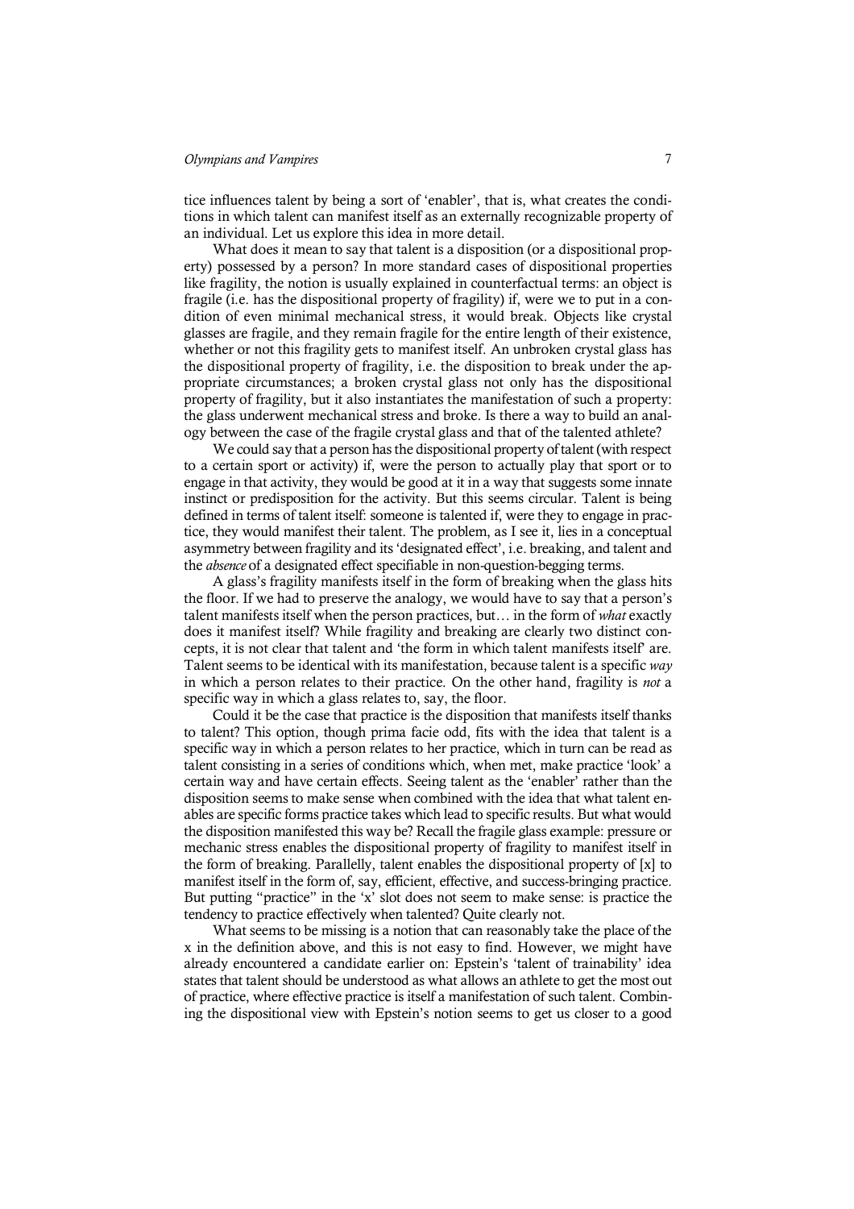tice influences talent by being a sort of 'enabler', that is, what creates the conditions in which talent can manifest itself as an externally recognizable property of an individual. Let us explore this idea in more detail.

What does it mean to say that talent is a disposition (or a dispositional property) possessed by a person? In more standard cases of dispositional properties like fragility, the notion is usually explained in counterfactual terms: an object is fragile (i.e. has the dispositional property of fragility) if, were we to put in a condition of even minimal mechanical stress, it would break. Objects like crystal glasses are fragile, and they remain fragile for the entire length of their existence, whether or not this fragility gets to manifest itself. An unbroken crystal glass has the dispositional property of fragility, i.e. the disposition to break under the appropriate circumstances; a broken crystal glass not only has the dispositional property of fragility, but it also instantiates the manifestation of such a property: the glass underwent mechanical stress and broke. Is there a way to build an analogy between the case of the fragile crystal glass and that of the talented athlete?

We could say that a person has the dispositional property of talent (with respect to a certain sport or activity) if, were the person to actually play that sport or to engage in that activity, they would be good at it in a way that suggests some innate instinct or predisposition for the activity. But this seems circular. Talent is being defined in terms of talent itself: someone is talented if, were they to engage in practice, they would manifest their talent. The problem, as I see it, lies in a conceptual asymmetry between fragility and its 'designated effect', i.e. breaking, and talent and the *absence* of a designated effect specifiable in non-question-begging terms.

A glass's fragility manifests itself in the form of breaking when the glass hits the floor. If we had to preserve the analogy, we would have to say that a person's talent manifests itself when the person practices, but… in the form of *what* exactly does it manifest itself? While fragility and breaking are clearly two distinct concepts, it is not clear that talent and 'the form in which talent manifests itself' are. Talent seems to be identical with its manifestation, because talent is a specific *way* in which a person relates to their practice. On the other hand, fragility is *not* a specific way in which a glass relates to, say, the floor.

Could it be the case that practice is the disposition that manifests itself thanks to talent? This option, though prima facie odd, fits with the idea that talent is a specific way in which a person relates to her practice, which in turn can be read as talent consisting in a series of conditions which, when met, make practice 'look' a certain way and have certain effects. Seeing talent as the 'enabler' rather than the disposition seems to make sense when combined with the idea that what talent enables are specific forms practice takes which lead to specific results. But what would the disposition manifested this way be? Recall the fragile glass example: pressure or mechanic stress enables the dispositional property of fragility to manifest itself in the form of breaking. Parallelly, talent enables the dispositional property of [x] to manifest itself in the form of, say, efficient, effective, and success-bringing practice. But putting "practice" in the 'x' slot does not seem to make sense: is practice the tendency to practice effectively when talented? Quite clearly not.

What seems to be missing is a notion that can reasonably take the place of the x in the definition above, and this is not easy to find. However, we might have already encountered a candidate earlier on: Epstein's 'talent of trainability' idea states that talent should be understood as what allows an athlete to get the most out of practice, where effective practice is itself a manifestation of such talent. Combining the dispositional view with Epstein's notion seems to get us closer to a good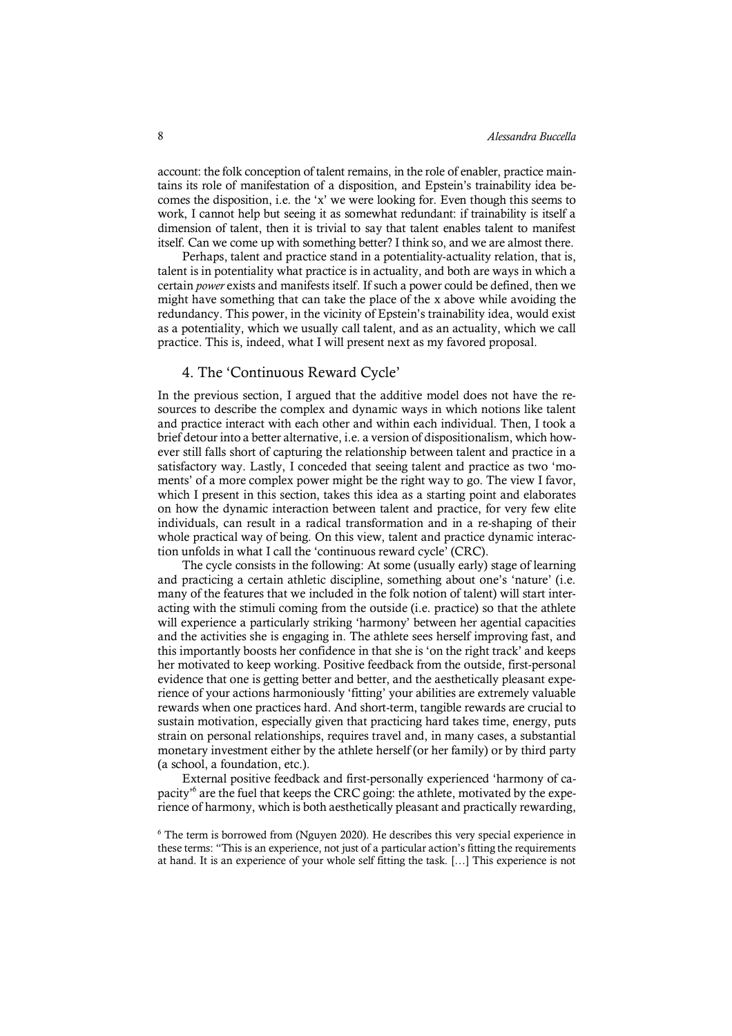account: the folk conception of talent remains, in the role of enabler, practice maintains its role of manifestation of a disposition, and Epstein's trainability idea becomes the disposition, i.e. the 'x' we were looking for. Even though this seems to work, I cannot help but seeing it as somewhat redundant: if trainability is itself a dimension of talent, then it is trivial to say that talent enables talent to manifest itself. Can we come up with something better? I think so, and we are almost there.

Perhaps, talent and practice stand in a potentiality-actuality relation, that is, talent is in potentiality what practice is in actuality, and both are ways in which a certain *power* exists and manifests itself. If such a power could be defined, then we might have something that can take the place of the x above while avoiding the redundancy. This power, in the vicinity of Epstein's trainability idea, would exist as a potentiality, which we usually call talent, and as an actuality, which we call practice. This is, indeed, what I will present next as my favored proposal.

## 4. The 'Continuous Reward Cycle'

In the previous section, I argued that the additive model does not have the resources to describe the complex and dynamic ways in which notions like talent and practice interact with each other and within each individual. Then, I took a brief detour into a better alternative, i.e. a version of dispositionalism, which however still falls short of capturing the relationship between talent and practice in a satisfactory way. Lastly, I conceded that seeing talent and practice as two 'moments' of a more complex power might be the right way to go. The view I favor, which I present in this section, takes this idea as a starting point and elaborates on how the dynamic interaction between talent and practice, for very few elite individuals, can result in a radical transformation and in a re-shaping of their whole practical way of being. On this view, talent and practice dynamic interaction unfolds in what I call the 'continuous reward cycle' (CRC).

The cycle consists in the following: At some (usually early) stage of learning and practicing a certain athletic discipline, something about one's 'nature' (i.e. many of the features that we included in the folk notion of talent) will start interacting with the stimuli coming from the outside (i.e. practice) so that the athlete will experience a particularly striking 'harmony' between her agential capacities and the activities she is engaging in. The athlete sees herself improving fast, and this importantly boosts her confidence in that she is 'on the right track' and keeps her motivated to keep working. Positive feedback from the outside, first-personal evidence that one is getting better and better, and the aesthetically pleasant experience of your actions harmoniously 'fitting' your abilities are extremely valuable rewards when one practices hard. And short-term, tangible rewards are crucial to sustain motivation, especially given that practicing hard takes time, energy, puts strain on personal relationships, requires travel and, in many cases, a substantial monetary investment either by the athlete herself (or her family) or by third party (a school, a foundation, etc.).

External positive feedback and first-personally experienced 'harmony of capacity'[6] are the fuel that keeps the CRC going: the athlete, motivated by the experience of harmony, which is both aesthetically pleasant and practically rewarding,

[6] The term is borrowed from (Nguyen 2020). He describes this very special experience in these terms: "This is an experience, not just of a particular action's fitting the requirements at hand. It is an experience of your whole self fitting the task. […] This experience is not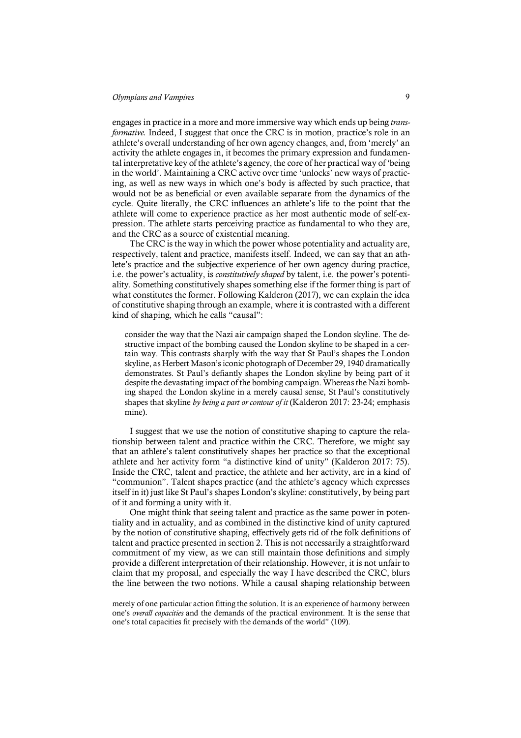engages in practice in a more and more immersive way which ends up being *transformative*. Indeed, I suggest that once the CRC is in motion, practice's role in an athlete's overall understanding of her own agency changes, and, from 'merely' an activity the athlete engages in, it becomes the primary expression and fundamental interpretative key of the athlete's agency, the core of her practical way of 'being in the world'. Maintaining a CRC active over time 'unlocks' new ways of practicing, as well as new ways in which one's body is affected by such practice, that would not be as beneficial or even available separate from the dynamics of the cycle. Quite literally, the CRC influences an athlete's life to the point that the athlete will come to experience practice as her most authentic mode of self-expression. The athlete starts perceiving practice as fundamental to who they are, and the CRC as a source of existential meaning.

The CRC is the way in which the power whose potentiality and actuality are, respectively, talent and practice, manifests itself. Indeed, we can say that an athlete's practice and the subjective experience of her own agency during practice, i.e. the power's actuality, is *constitutively shaped* by talent, i.e. the power's potentiality. Something constitutively shapes something else if the former thing is part of what constitutes the former. Following Kalderon (2017), we can explain the idea of constitutive shaping through an example, where it is contrasted with a different kind of shaping, which he calls "causal":

> consider the way that the Nazi air campaign shaped the London skyline. The destructive impact of the bombing caused the London skyline to be shaped in a certain way. This contrasts sharply with the way that St Paul's shapes the London skyline, as Herbert Mason's iconic photograph of December 29, 1940 dramatically demonstrates. St Paul's defiantly shapes the London skyline by being part of it despite the devastating impact of the bombing campaign. Whereas the Nazi bombing shaped the London skyline in a merely causal sense, St Paul's constitutively shapes that skyline *by being a part or contour of it* (Kalderon 2017: 23-24; emphasis mine).

I suggest that we use the notion of constitutive shaping to capture the relationship between talent and practice within the CRC. Therefore, we might say that an athlete's talent constitutively shapes her practice so that the exceptional athlete and her activity form "a distinctive kind of unity" (Kalderon 2017: 75). Inside the CRC, talent and practice, the athlete and her activity, are in a kind of "communion". Talent shapes practice (and the athlete's agency which expresses itself in it) just like St Paul's shapes London's skyline: constitutively, by being part of it and forming a unity with it.

One might think that seeing talent and practice as the same power in potentiality and in actuality, and as combined in the distinctive kind of unity captured by the notion of constitutive shaping, effectively gets rid of the folk definitions of talent and practice presented in section 2. This is not necessarily a straightforward commitment of my view, as we can still maintain those definitions and simply provide a different interpretation of their relationship. However, it is not unfair to claim that my proposal, and especially the way I have described the CRC, blurs the line between the two notions. While a causal shaping relationship between

merely of one particular action fitting the solution. It is an experience of harmony between one's *overall capacities* and the demands of the practical environment. It is the sense that one's total capacities fit precisely with the demands of the world" (109).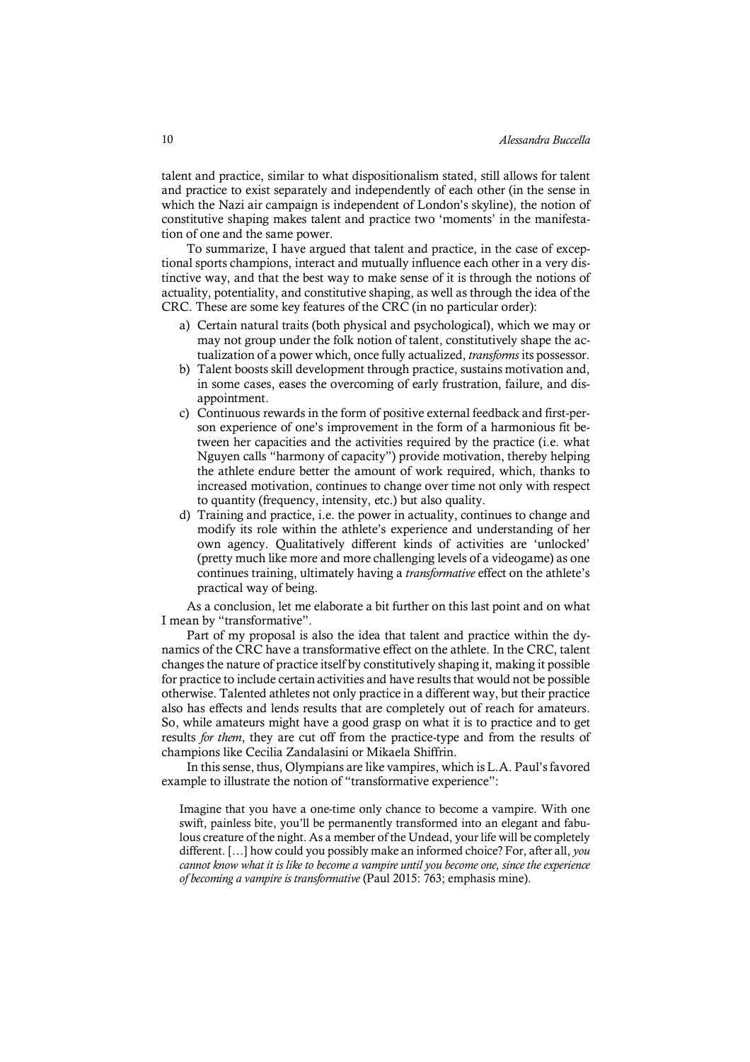talent and practice, similar to what dispositionalism stated, still allows for talent and practice to exist separately and independently of each other (in the sense in which the Nazi air campaign is independent of London's skyline), the notion of constitutive shaping makes talent and practice two 'moments' in the manifestation of one and the same power.

To summarize, I have argued that talent and practice, in the case of exceptional sports champions, interact and mutually influence each other in a very distinctive way, and that the best way to make sense of it is through the notions of actuality, potentiality, and constitutive shaping, as well as through the idea of the CRC. These are some key features of the CRC (in no particular order):

a) Certain natural traits (both physical and psychological), which we may or may not group under the folk notion of talent, constitutively shape the actualization of a power which, once fully actualized, *transforms* its possessor.
b) Talent boosts skill development through practice, sustains motivation and, in some cases, eases the overcoming of early frustration, failure, and disappointment.
c) Continuous rewards in the form of positive external feedback and first-person experience of one's improvement in the form of a harmonious fit between her capacities and the activities required by the practice (i.e. what Nguyen calls "harmony of capacity") provide motivation, thereby helping the athlete endure better the amount of work required, which, thanks to increased motivation, continues to change over time not only with respect to quantity (frequency, intensity, etc.) but also quality.
d) Training and practice, i.e. the power in actuality, continues to change and modify its role within the athlete's experience and understanding of her own agency. Qualitatively different kinds of activities are 'unlocked' (pretty much like more and more challenging levels of a videogame) as one continues training, ultimately having a *transformative* effect on the athlete's practical way of being.

As a conclusion, let me elaborate a bit further on this last point and on what I mean by "transformative".

Part of my proposal is also the idea that talent and practice within the dynamics of the CRC have a transformative effect on the athlete. In the CRC, talent changes the nature of practice itself by constitutively shaping it, making it possible for practice to include certain activities and have results that would not be possible otherwise. Talented athletes not only practice in a different way, but their practice also has effects and lends results that are completely out of reach for amateurs. So, while amateurs might have a good grasp on what it is to practice and to get results *for them*, they are cut off from the practice-type and from the results of champions like Cecilia Zandalasini or Mikaela Shiffrin.

In this sense, thus, Olympians are like vampires, which is L.A. Paul's favored example to illustrate the notion of "transformative experience":

> Imagine that you have a one-time only chance to become a vampire. With one swift, painless bite, you'll be permanently transformed into an elegant and fabulous creature of the night. As a member of the Undead, your life will be completely different. […] how could you possibly make an informed choice? For, after all, *you cannot know what it is like to become a vampire until you become one, since the experience of becoming a vampire is transformative* (Paul 2015: 763; emphasis mine).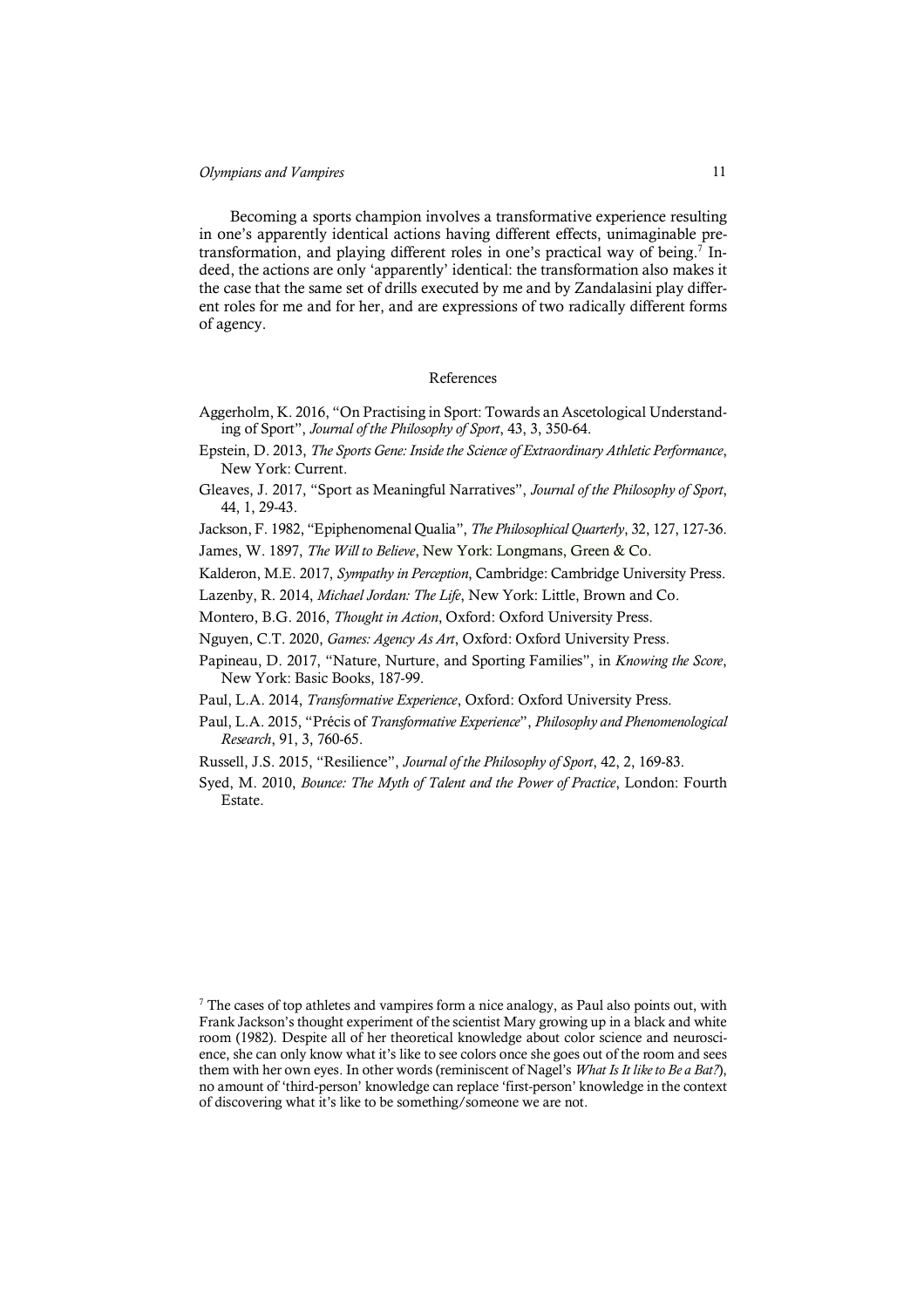Becoming a sports champion involves a transformative experience resulting in one's apparently identical actions having different effects, unimaginable pre-transformation, and playing different roles in one's practical way of being.[7] Indeed, the actions are only 'apparently' identical: the transformation also makes it the case that the same set of drills executed by me and by Zandalasini play different roles for me and for her, and are expressions of two radically different forms of agency.

## References

Aggerholm, K. 2016, "On Practising in Sport: Towards an Ascetological Understanding of Sport", *Journal of the Philosophy of Sport*, 43, 3, 350-64.

Epstein, D. 2013, *The Sports Gene: Inside the Science of Extraordinary Athletic Performance*, New York: Current.

Gleaves, J. 2017, "Sport as Meaningful Narratives", *Journal of the Philosophy of Sport*, 44, 1, 29-43.

Jackson, F. 1982, "Epiphenomenal Qualia", *The Philosophical Quarterly*, 32, 127, 127-36.

James, W. 1897, *The Will to Believe*, New York: Longmans, Green & Co.

Kalderon, M.E. 2017, *Sympathy in Perception*, Cambridge: Cambridge University Press.

Lazenby, R. 2014, *Michael Jordan: The Life*, New York: Little, Brown and Co.

Montero, B.G. 2016, *Thought in Action*, Oxford: Oxford University Press.

Nguyen, C.T. 2020, *Games: Agency As Art*, Oxford: Oxford University Press.

Papineau, D. 2017, "Nature, Nurture, and Sporting Families", in *Knowing the Score*, New York: Basic Books, 187-99.

Paul, L.A. 2014, *Transformative Experience*, Oxford: Oxford University Press.

Paul, L.A. 2015, "Précis of *Transformative Experience*", *Philosophy and Phenomenological Research*, 91, 3, 760-65.

Russell, J.S. 2015, "Resilience", *Journal of the Philosophy of Sport*, 42, 2, 169-83.

Syed, M. 2010, *Bounce: The Myth of Talent and the Power of Practice*, London: Fourth Estate.

---

[7] The cases of top athletes and vampires form a nice analogy, as Paul also points out, with Frank Jackson's thought experiment of the scientist Mary growing up in a black and white room (1982). Despite all of her theoretical knowledge about color science and neuroscience, she can only know what it's like to see colors once she goes out of the room and sees them with her own eyes. In other words (reminiscent of Nagel's *What Is It like to Be a Bat?*), no amount of 'third-person' knowledge can replace 'first-person' knowledge in the context of discovering what it's like to be something/someone we are not.